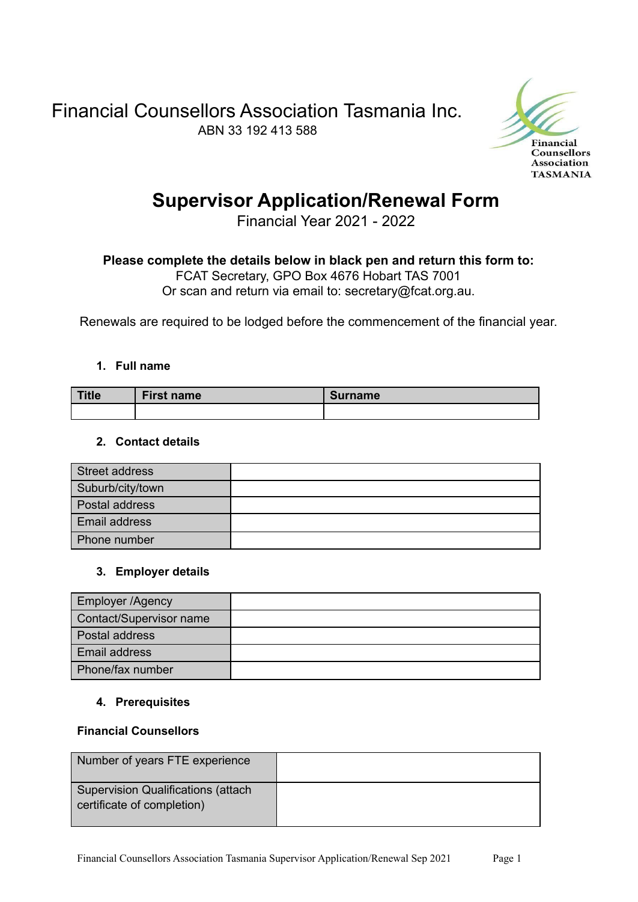# Financial Counsellors Association Tasmania Inc.

ABN 33 192 413 588

Financial Counsellors Association TASMANIA

## Supervisor Application/Renewal Form

Financial Year 2021 - 2022

**Please complete the details below in black pen and return this form to:**
FCAT Secretary, GPO Box 4676 Hobart TAS 7001
Or scan and return via email to: secretary@fcat.org.au.

Renewals are required to be lodged before the commencement of the financial year.

1. **Full name**

| Title | First name | Surname |
|---|---|---|
| | | |

2. **Contact details**

| | |
|---|---|
| Street address | |
| Suburb/city/town | |
| Postal address | |
| Email address | |
| Phone number | |

3. **Employer details**

| | |
|---|---|
| Employer /Agency | |
| Contact/Supervisor name | |
| Postal address | |
| Email address | |
| Phone/fax number | |

4. **Prerequisites**

**Financial Counsellors**

| | |
|---|---|
| Number of years FTE experience | |
| Supervision Qualifications (attach certificate of completion) | |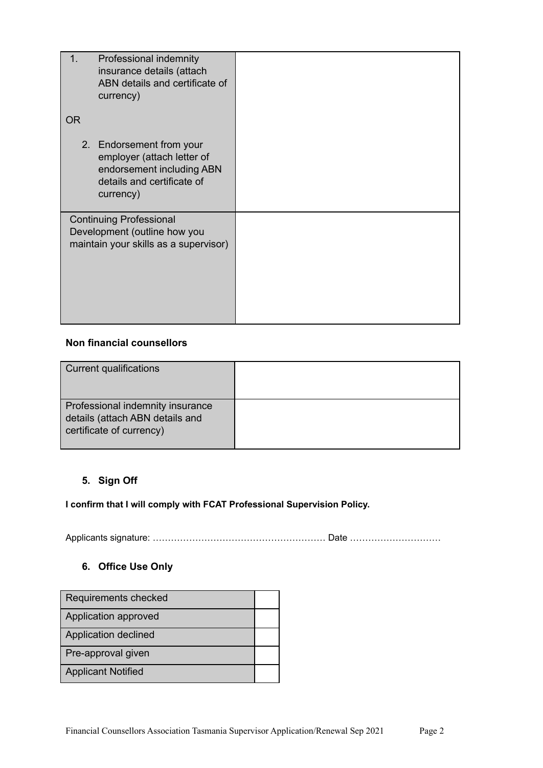| | |
|---|---|
| 1. Professional indemnity insurance details (attach ABN details and certificate of currency)<br><br>OR<br><br>2. Endorsement from your employer (attach letter of endorsement including ABN details and certificate of currency) | |
| Continuing Professional Development (outline how you maintain your skills as a supervisor) | |

**Non financial counsellors**

| | |
|---|---|
| Current qualifications | |
| Professional indemnity insurance details (attach ABN details and certificate of currency) | |

## 5. Sign Off

**I confirm that I will comply with FCAT Professional Supervision Policy.**

Applicants signature: ………………………………………………… Date …………………………

## 6. Office Use Only

| | |
|---|---|
| Requirements checked | |
| Application approved | |
| Application declined | |
| Pre-approval given | |
| Applicant Notified | |